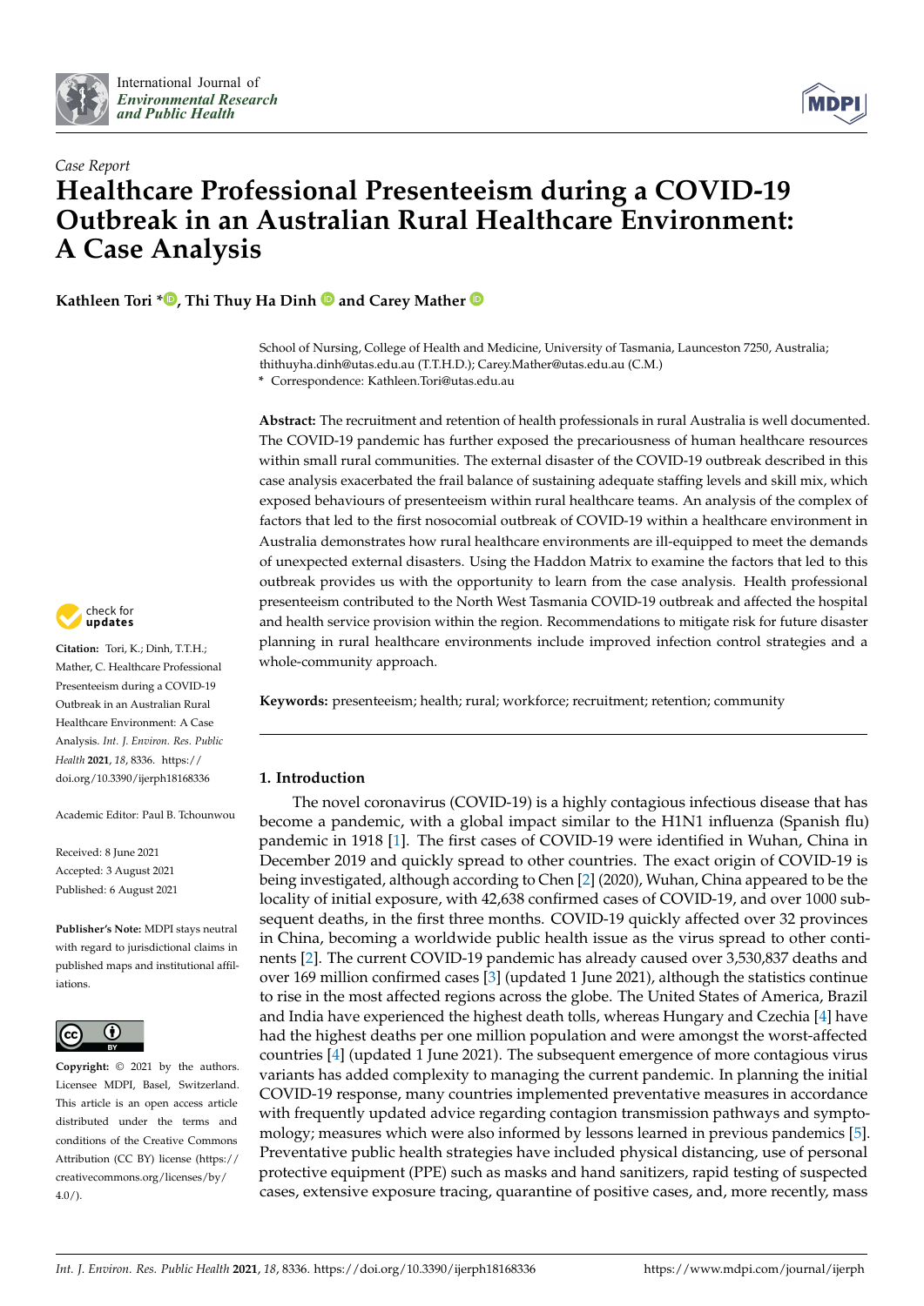Case Report

# Healthcare Professional Presenteeism during a COVID-19 Outbreak in an Australian Rural Healthcare Environment: A Case Analysis

**Kathleen Tori *, Thi Thuy Ha Dinh and Carey Mather**

School of Nursing, College of Health and Medicine, University of Tasmania, Launceston 7250, Australia; thithuyha.dinh@utas.edu.au (T.T.H.D.); Carey.Mather@utas.edu.au (C.M.)
* Correspondence: Kathleen.Tori@utas.edu.au

**Abstract:** The recruitment and retention of health professionals in rural Australia is well documented. The COVID-19 pandemic has further exposed the precariousness of human healthcare resources within small rural communities. The external disaster of the COVID-19 outbreak described in this case analysis exacerbated the frail balance of sustaining adequate staffing levels and skill mix, which exposed behaviours of presenteeism within rural healthcare teams. An analysis of the complex of factors that led to the first nosocomial outbreak of COVID-19 within a healthcare environment in Australia demonstrates how rural healthcare environments are ill-equipped to meet the demands of unexpected external disasters. Using the Haddon Matrix to examine the factors that led to this outbreak provides us with the opportunity to learn from the case analysis. Health professional presenteeism contributed to the North West Tasmania COVID-19 outbreak and affected the hospital and health service provision within the region. Recommendations to mitigate risk for future disaster planning in rural healthcare environments include improved infection control strategies and a whole-community approach.

**Keywords:** presenteeism; health; rural; workforce; recruitment; retention; community

**Citation:** Tori, K.; Dinh, T.T.H.; Mather, C. Healthcare Professional Presenteeism during a COVID-19 Outbreak in an Australian Rural Healthcare Environment: A Case Analysis. *Int. J. Environ. Res. Public Health* **2021**, *18*, 8336. https://doi.org/10.3390/ijerph18168336

Academic Editor: Paul B. Tchounwou

Received: 8 June 2021
Accepted: 3 August 2021
Published: 6 August 2021

**Publisher's Note:** MDPI stays neutral with regard to jurisdictional claims in published maps and institutional affiliations.

**Copyright:** © 2021 by the authors. Licensee MDPI, Basel, Switzerland. This article is an open access article distributed under the terms and conditions of the Creative Commons Attribution (CC BY) license (https://creativecommons.org/licenses/by/4.0/).

## 1. Introduction

The novel coronavirus (COVID-19) is a highly contagious infectious disease that has become a pandemic, with a global impact similar to the H1N1 influenza (Spanish flu) pandemic in 1918 [1]. The first cases of COVID-19 were identified in Wuhan, China in December 2019 and quickly spread to other countries. The exact origin of COVID-19 is being investigated, although according to Chen [2] (2020), Wuhan, China appeared to be the locality of initial exposure, with 42,638 confirmed cases of COVID-19, and over 1000 subsequent deaths, in the first three months. COVID-19 quickly affected over 32 provinces in China, becoming a worldwide public health issue as the virus spread to other continents [2]. The current COVID-19 pandemic has already caused over 3,530,837 deaths and over 169 million confirmed cases [3] (updated 1 June 2021), although the statistics continue to rise in the most affected regions across the globe. The United States of America, Brazil and India have experienced the highest death tolls, whereas Hungary and Czechia [4] have had the highest deaths per one million population and were amongst the worst-affected countries [4] (updated 1 June 2021). The subsequent emergence of more contagious virus variants has added complexity to managing the current pandemic. In planning the initial COVID-19 response, many countries implemented preventative measures in accordance with frequently updated advice regarding contagion transmission pathways and symptomology; measures which were also informed by lessons learned in previous pandemics [5]. Preventative public health strategies have included physical distancing, use of personal protective equipment (PPE) such as masks and hand sanitizers, rapid testing of suspected cases, extensive exposure tracing, quarantine of positive cases, and, more recently, mass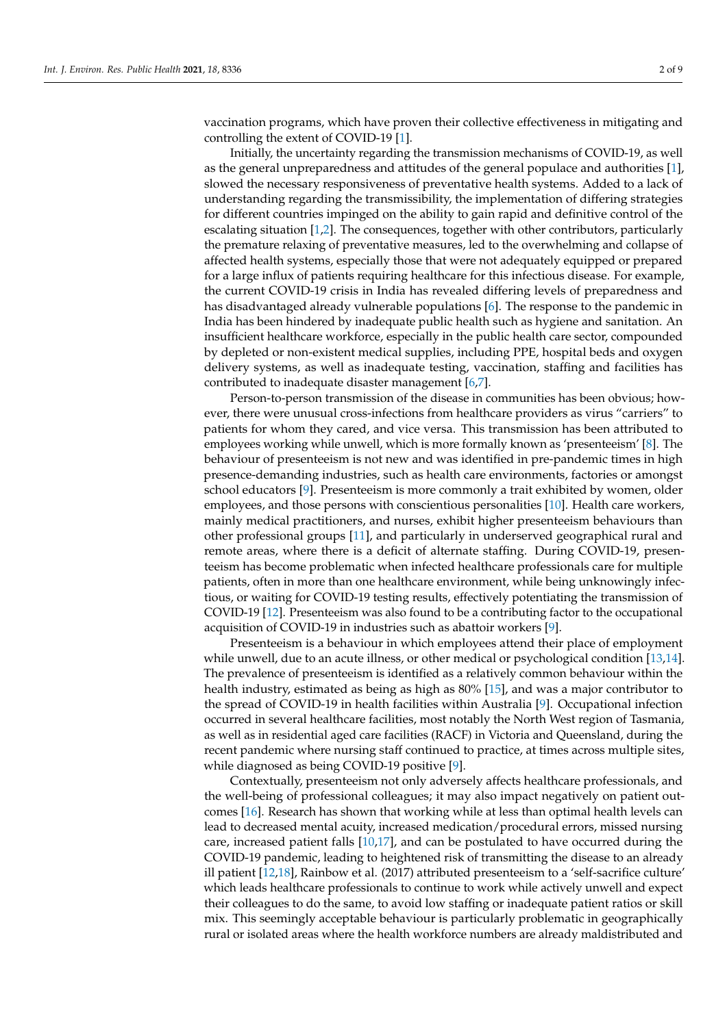vaccination programs, which have proven their collective effectiveness in mitigating and controlling the extent of COVID-19 [1].

Initially, the uncertainty regarding the transmission mechanisms of COVID-19, as well as the general unpreparedness and attitudes of the general populace and authorities [1], slowed the necessary responsiveness of preventative health systems. Added to a lack of understanding regarding the transmissibility, the implementation of differing strategies for different countries impinged on the ability to gain rapid and definitive control of the escalating situation [1,2]. The consequences, together with other contributors, particularly the premature relaxing of preventative measures, led to the overwhelming and collapse of affected health systems, especially those that were not adequately equipped or prepared for a large influx of patients requiring healthcare for this infectious disease. For example, the current COVID-19 crisis in India has revealed differing levels of preparedness and has disadvantaged already vulnerable populations [6]. The response to the pandemic in India has been hindered by inadequate public health such as hygiene and sanitation. An insufficient healthcare workforce, especially in the public health care sector, compounded by depleted or non-existent medical supplies, including PPE, hospital beds and oxygen delivery systems, as well as inadequate testing, vaccination, staffing and facilities has contributed to inadequate disaster management [6,7].

Person-to-person transmission of the disease in communities has been obvious; however, there were unusual cross-infections from healthcare providers as virus "carriers" to patients for whom they cared, and vice versa. This transmission has been attributed to employees working while unwell, which is more formally known as 'presenteeism' [8]. The behaviour of presenteeism is not new and was identified in pre-pandemic times in high presence-demanding industries, such as health care environments, factories or amongst school educators [9]. Presenteeism is more commonly a trait exhibited by women, older employees, and those persons with conscientious personalities [10]. Health care workers, mainly medical practitioners, and nurses, exhibit higher presenteeism behaviours than other professional groups [11], and particularly in underserved geographical rural and remote areas, where there is a deficit of alternate staffing. During COVID-19, presenteeism has become problematic when infected healthcare professionals care for multiple patients, often in more than one healthcare environment, while being unknowingly infectious, or waiting for COVID-19 testing results, effectively potentiating the transmission of COVID-19 [12]. Presenteeism was also found to be a contributing factor to the occupational acquisition of COVID-19 in industries such as abattoir workers [9].

Presenteeism is a behaviour in which employees attend their place of employment while unwell, due to an acute illness, or other medical or psychological condition [13,14]. The prevalence of presenteeism is identified as a relatively common behaviour within the health industry, estimated as being as high as 80% [15], and was a major contributor to the spread of COVID-19 in health facilities within Australia [9]. Occupational infection occurred in several healthcare facilities, most notably the North West region of Tasmania, as well as in residential aged care facilities (RACF) in Victoria and Queensland, during the recent pandemic where nursing staff continued to practice, at times across multiple sites, while diagnosed as being COVID-19 positive [9].

Contextually, presenteeism not only adversely affects healthcare professionals, and the well-being of professional colleagues; it may also impact negatively on patient outcomes [16]. Research has shown that working while at less than optimal health levels can lead to decreased mental acuity, increased medication/procedural errors, missed nursing care, increased patient falls [10,17], and can be postulated to have occurred during the COVID-19 pandemic, leading to heightened risk of transmitting the disease to an already ill patient [12,18], Rainbow et al. (2017) attributed presenteeism to a 'self-sacrifice culture' which leads healthcare professionals to continue to work while actively unwell and expect their colleagues to do the same, to avoid low staffing or inadequate patient ratios or skill mix. This seemingly acceptable behaviour is particularly problematic in geographically rural or isolated areas where the health workforce numbers are already maldistributed and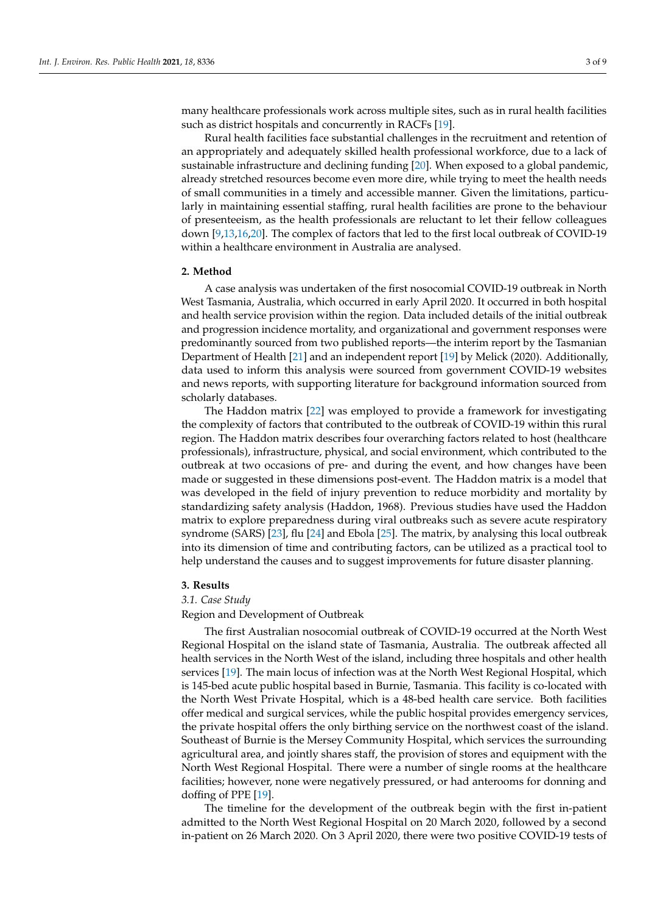many healthcare professionals work across multiple sites, such as in rural health facilities such as district hospitals and concurrently in RACFs [19].

Rural health facilities face substantial challenges in the recruitment and retention of an appropriately and adequately skilled health professional workforce, due to a lack of sustainable infrastructure and declining funding [20]. When exposed to a global pandemic, already stretched resources become even more dire, while trying to meet the health needs of small communities in a timely and accessible manner. Given the limitations, particularly in maintaining essential staffing, rural health facilities are prone to the behaviour of presenteeism, as the health professionals are reluctant to let their fellow colleagues down [9,13,16,20]. The complex of factors that led to the first local outbreak of COVID-19 within a healthcare environment in Australia are analysed.

## 2. Method

A case analysis was undertaken of the first nosocomial COVID-19 outbreak in North West Tasmania, Australia, which occurred in early April 2020. It occurred in both hospital and health service provision within the region. Data included details of the initial outbreak and progression incidence mortality, and organizational and government responses were predominantly sourced from two published reports—the interim report by the Tasmanian Department of Health [21] and an independent report [19] by Melick (2020). Additionally, data used to inform this analysis were sourced from government COVID-19 websites and news reports, with supporting literature for background information sourced from scholarly databases.

The Haddon matrix [22] was employed to provide a framework for investigating the complexity of factors that contributed to the outbreak of COVID-19 within this rural region. The Haddon matrix describes four overarching factors related to host (healthcare professionals), infrastructure, physical, and social environment, which contributed to the outbreak at two occasions of pre- and during the event, and how changes have been made or suggested in these dimensions post-event. The Haddon matrix is a model that was developed in the field of injury prevention to reduce morbidity and mortality by standardizing safety analysis (Haddon, 1968). Previous studies have used the Haddon matrix to explore preparedness during viral outbreaks such as severe acute respiratory syndrome (SARS) [23], flu [24] and Ebola [25]. The matrix, by analysing this local outbreak into its dimension of time and contributing factors, can be utilized as a practical tool to help understand the causes and to suggest improvements for future disaster planning.

## 3. Results

### *3.1. Case Study*

Region and Development of Outbreak

The first Australian nosocomial outbreak of COVID-19 occurred at the North West Regional Hospital on the island state of Tasmania, Australia. The outbreak affected all health services in the North West of the island, including three hospitals and other health services [19]. The main locus of infection was at the North West Regional Hospital, which is 145-bed acute public hospital based in Burnie, Tasmania. This facility is co-located with the North West Private Hospital, which is a 48-bed health care service. Both facilities offer medical and surgical services, while the public hospital provides emergency services, the private hospital offers the only birthing service on the northwest coast of the island. Southeast of Burnie is the Mersey Community Hospital, which services the surrounding agricultural area, and jointly shares staff, the provision of stores and equipment with the North West Regional Hospital. There were a number of single rooms at the healthcare facilities; however, none were negatively pressured, or had anterooms for donning and doffing of PPE [19].

The timeline for the development of the outbreak begin with the first in-patient admitted to the North West Regional Hospital on 20 March 2020, followed by a second in-patient on 26 March 2020. On 3 April 2020, there were two positive COVID-19 tests of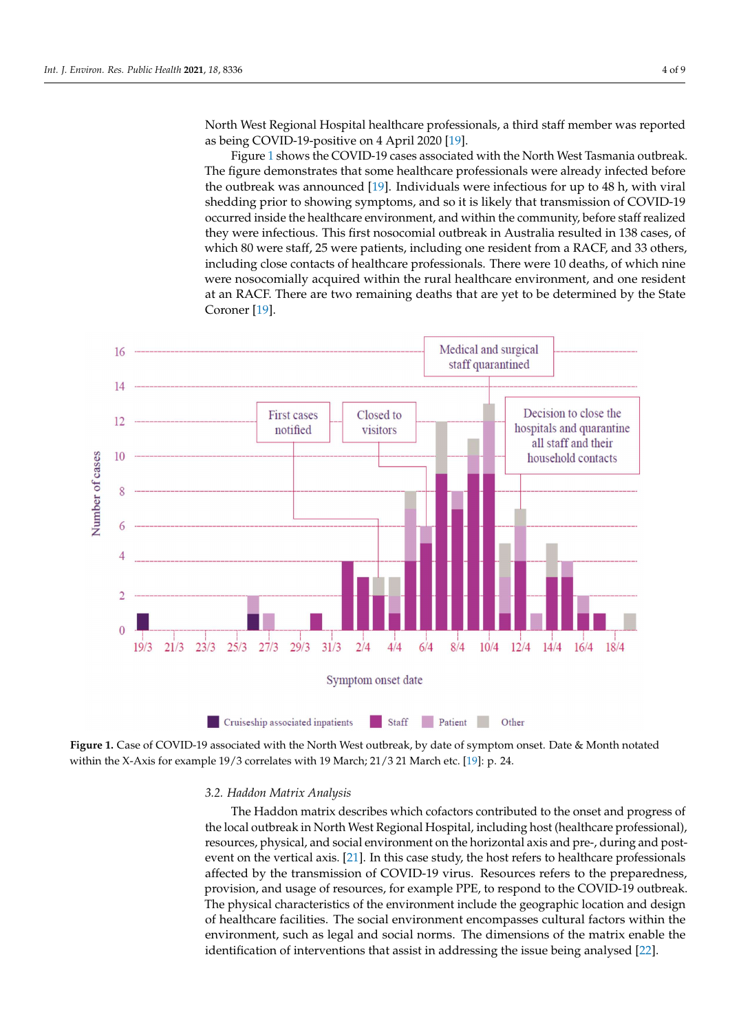North West Regional Hospital healthcare professionals, a third staff member was reported as being COVID-19-positive on 4 April 2020 [19].

Figure 1 shows the COVID-19 cases associated with the North West Tasmania outbreak. The figure demonstrates that some healthcare professionals were already infected before the outbreak was announced [19]. Individuals were infectious for up to 48 h, with viral shedding prior to showing symptoms, and so it is likely that transmission of COVID-19 occurred inside the healthcare environment, and within the community, before staff realized they were infectious. This first nosocomial outbreak in Australia resulted in 138 cases, of which 80 were staff, 25 were patients, including one resident from a RACF, and 33 others, including close contacts of healthcare professionals. There were 10 deaths, of which nine were nosocomially acquired within the rural healthcare environment, and one resident at an RACF. There are two remaining deaths that are yet to be determined by the State Coroner [19].

**Figure 1.** Case of COVID-19 associated with the North West outbreak, by date of symptom onset. Date & Month notated within the X-Axis for example 19/3 correlates with 19 March; 21/3 21 March etc. [19]: p. 24.

### 3.2. Haddon Matrix Analysis

The Haddon matrix describes which cofactors contributed to the onset and progress of the local outbreak in North West Regional Hospital, including host (healthcare professional), resources, physical, and social environment on the horizontal axis and pre-, during and post-event on the vertical axis. [21]. In this case study, the host refers to healthcare professionals affected by the transmission of COVID-19 virus. Resources refers to the preparedness, provision, and usage of resources, for example PPE, to respond to the COVID-19 outbreak. The physical characteristics of the environment include the geographic location and design of healthcare facilities. The social environment encompasses cultural factors within the environment, such as legal and social norms. The dimensions of the matrix enable the identification of interventions that assist in addressing the issue being analysed [22].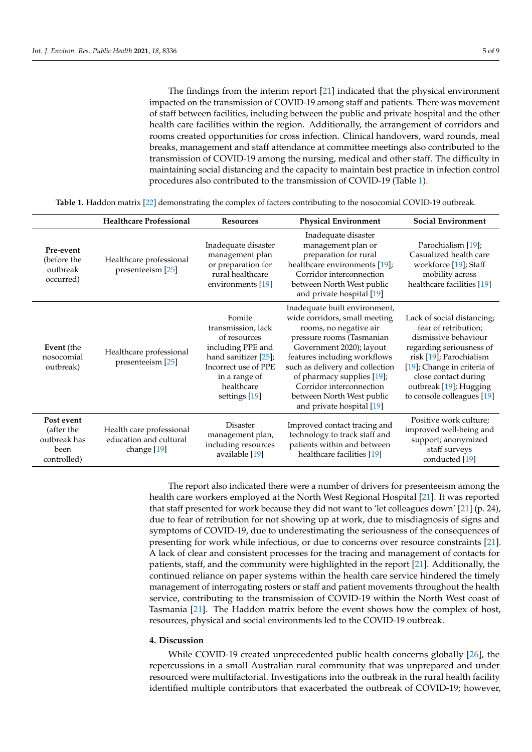The findings from the interim report [21] indicated that the physical environment impacted on the transmission of COVID-19 among staff and patients. There was movement of staff between facilities, including between the public and private hospital and the other health care facilities within the region. Additionally, the arrangement of corridors and rooms created opportunities for cross infection. Clinical handovers, ward rounds, meal breaks, management and staff attendance at committee meetings also contributed to the transmission of COVID-19 among the nursing, medical and other staff. The difficulty in maintaining social distancing and the capacity to maintain best practice in infection control procedures also contributed to the transmission of COVID-19 (Table 1).

**Table 1.** Haddon matrix [22] demonstrating the complex of factors contributing to the nosocomial COVID-19 outbreak.

| | Healthcare Professional | Resources | Physical Environment | Social Environment |
|---|---|---|---|---|
| **Pre-event** (before the outbreak occurred) | Healthcare professional presenteeism [25] | Inadequate disaster management plan or preparation for rural healthcare environments [19] | Inadequate disaster management plan or preparation for rural healthcare environments [19]; Corridor interconnection between North West public and private hospital [19] | Parochialism [19]; Casualized health care workforce [19]; Staff mobility across healthcare facilities [19] |
| **Event** (the nosocomial outbreak) | Healthcare professional presenteeism [25] | Fomite transmission, lack of resources including PPE and hand sanitizer [25]; Incorrect use of PPE in a range of healthcare settings [19] | Inadequate built environment, wide corridors, small meeting rooms, no negative air pressure rooms (Tasmanian Government 2020); layout features including workflows such as delivery and collection of pharmacy supplies [19]; Corridor interconnection between North West public and private hospital [19] | Lack of social distancing; fear of retribution; dismissive behaviour regarding seriousness of risk [19]; Parochialism [19]; Change in criteria of close contact during outbreak [19]; Hugging to console colleagues [19] |
| **Post event** (after the outbreak has been controlled) | Health care professional education and cultural change [19] | Disaster management plan, including resources available [19] | Improved contact tracing and technology to track staff and patients within and between healthcare facilities [19] | Positive work culture; improved well-being and support; anonymized staff surveys conducted [19] |

The report also indicated there were a number of drivers for presenteeism among the health care workers employed at the North West Regional Hospital [21]. It was reported that staff presented for work because they did not want to 'let colleagues down' [21] (p. 24), due to fear of retribution for not showing up at work, due to misdiagnosis of signs and symptoms of COVID-19, due to underestimating the seriousness of the consequences of presenting for work while infectious, or due to concerns over resource constraints [21]. A lack of clear and consistent processes for the tracing and management of contacts for patients, staff, and the community were highlighted in the report [21]. Additionally, the continued reliance on paper systems within the health care service hindered the timely management of interrogating rosters or staff and patient movements throughout the health service, contributing to the transmission of COVID-19 within the North West coast of Tasmania [21]. The Haddon matrix before the event shows how the complex of host, resources, physical and social environments led to the COVID-19 outbreak.

## 4. Discussion

While COVID-19 created unprecedented public health concerns globally [26], the repercussions in a small Australian rural community that was unprepared and under resourced were multifactorial. Investigations into the outbreak in the rural health facility identified multiple contributors that exacerbated the outbreak of COVID-19; however,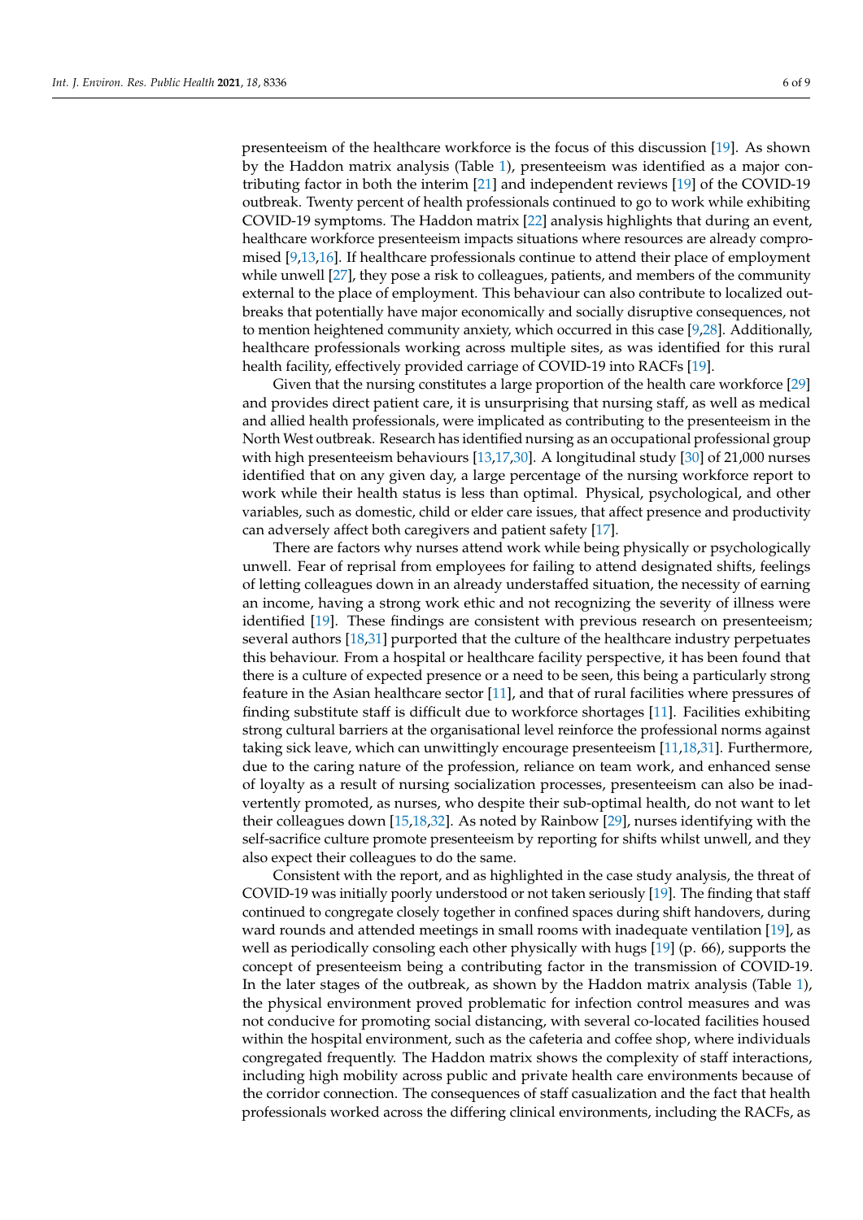presenteeism of the healthcare workforce is the focus of this discussion [19]. As shown by the Haddon matrix analysis (Table 1), presenteeism was identified as a major contributing factor in both the interim [21] and independent reviews [19] of the COVID-19 outbreak. Twenty percent of health professionals continued to go to work while exhibiting COVID-19 symptoms. The Haddon matrix [22] analysis highlights that during an event, healthcare workforce presenteeism impacts situations where resources are already compromised [9,13,16]. If healthcare professionals continue to attend their place of employment while unwell [27], they pose a risk to colleagues, patients, and members of the community external to the place of employment. This behaviour can also contribute to localized outbreaks that potentially have major economically and socially disruptive consequences, not to mention heightened community anxiety, which occurred in this case [9,28]. Additionally, healthcare professionals working across multiple sites, as was identified for this rural health facility, effectively provided carriage of COVID-19 into RACFs [19].

Given that the nursing constitutes a large proportion of the health care workforce [29] and provides direct patient care, it is unsurprising that nursing staff, as well as medical and allied health professionals, were implicated as contributing to the presenteeism in the North West outbreak. Research has identified nursing as an occupational professional group with high presenteeism behaviours [13,17,30]. A longitudinal study [30] of 21,000 nurses identified that on any given day, a large percentage of the nursing workforce report to work while their health status is less than optimal. Physical, psychological, and other variables, such as domestic, child or elder care issues, that affect presence and productivity can adversely affect both caregivers and patient safety [17].

There are factors why nurses attend work while being physically or psychologically unwell. Fear of reprisal from employees for failing to attend designated shifts, feelings of letting colleagues down in an already understaffed situation, the necessity of earning an income, having a strong work ethic and not recognizing the severity of illness were identified [19]. These findings are consistent with previous research on presenteeism; several authors [18,31] purported that the culture of the healthcare industry perpetuates this behaviour. From a hospital or healthcare facility perspective, it has been found that there is a culture of expected presence or a need to be seen, this being a particularly strong feature in the Asian healthcare sector [11], and that of rural facilities where pressures of finding substitute staff is difficult due to workforce shortages [11]. Facilities exhibiting strong cultural barriers at the organisational level reinforce the professional norms against taking sick leave, which can unwittingly encourage presenteeism [11,18,31]. Furthermore, due to the caring nature of the profession, reliance on team work, and enhanced sense of loyalty as a result of nursing socialization processes, presenteeism can also be inadvertently promoted, as nurses, who despite their sub-optimal health, do not want to let their colleagues down [15,18,32]. As noted by Rainbow [29], nurses identifying with the self-sacrifice culture promote presenteeism by reporting for shifts whilst unwell, and they also expect their colleagues to do the same.

Consistent with the report, and as highlighted in the case study analysis, the threat of COVID-19 was initially poorly understood or not taken seriously [19]. The finding that staff continued to congregate closely together in confined spaces during shift handovers, during ward rounds and attended meetings in small rooms with inadequate ventilation [19], as well as periodically consoling each other physically with hugs [19] (p. 66), supports the concept of presenteeism being a contributing factor in the transmission of COVID-19. In the later stages of the outbreak, as shown by the Haddon matrix analysis (Table 1), the physical environment proved problematic for infection control measures and was not conducive for promoting social distancing, with several co-located facilities housed within the hospital environment, such as the cafeteria and coffee shop, where individuals congregated frequently. The Haddon matrix shows the complexity of staff interactions, including high mobility across public and private health care environments because of the corridor connection. The consequences of staff casualization and the fact that health professionals worked across the differing clinical environments, including the RACFs, as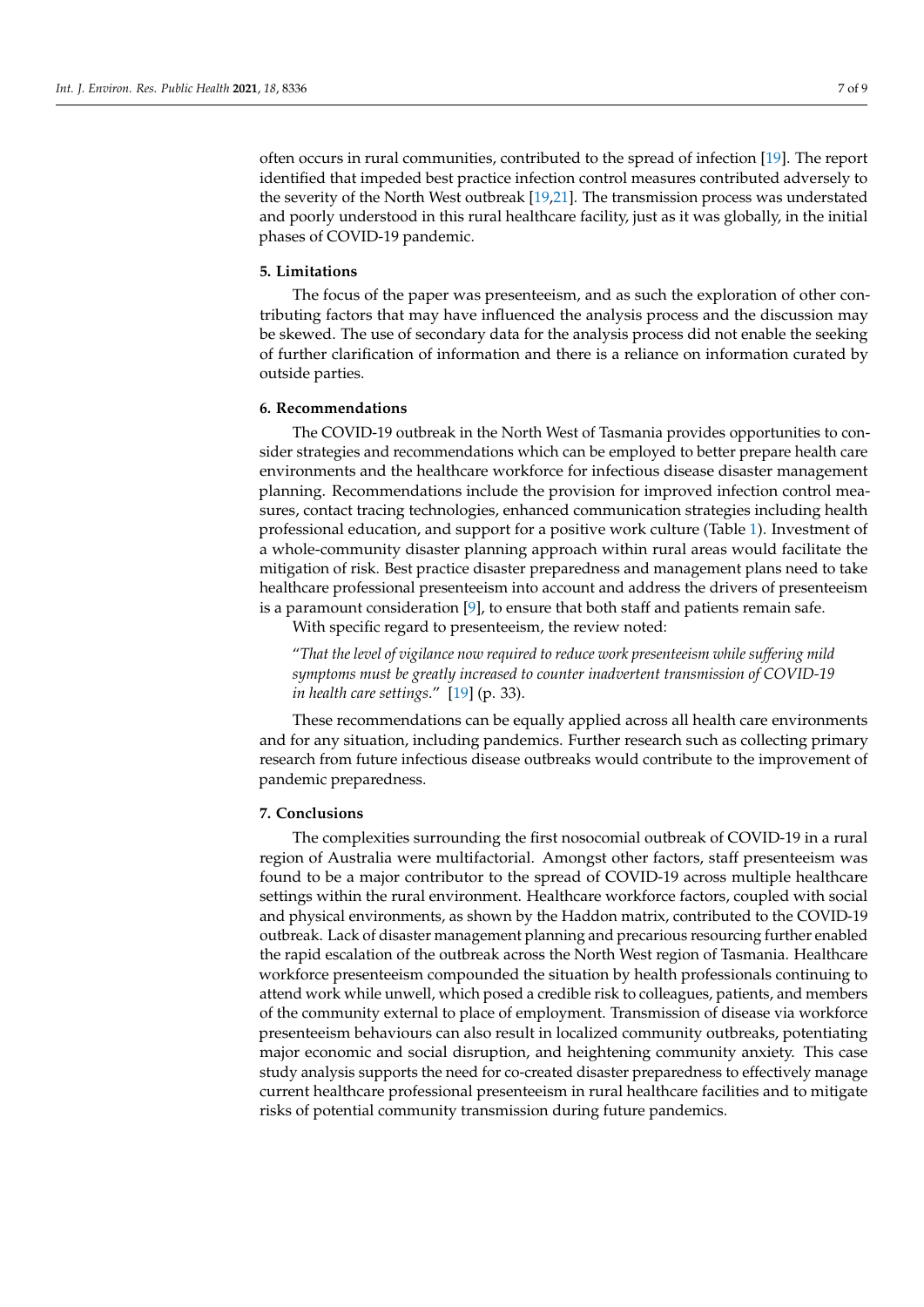often occurs in rural communities, contributed to the spread of infection [19]. The report identified that impeded best practice infection control measures contributed adversely to the severity of the North West outbreak [19,21]. The transmission process was understated and poorly understood in this rural healthcare facility, just as it was globally, in the initial phases of COVID-19 pandemic.

## 5. Limitations

The focus of the paper was presenteeism, and as such the exploration of other contributing factors that may have influenced the analysis process and the discussion may be skewed. The use of secondary data for the analysis process did not enable the seeking of further clarification of information and there is a reliance on information curated by outside parties.

## 6. Recommendations

The COVID-19 outbreak in the North West of Tasmania provides opportunities to consider strategies and recommendations which can be employed to better prepare health care environments and the healthcare workforce for infectious disease disaster management planning. Recommendations include the provision for improved infection control measures, contact tracing technologies, enhanced communication strategies including health professional education, and support for a positive work culture (Table 1). Investment of a whole-community disaster planning approach within rural areas would facilitate the mitigation of risk. Best practice disaster preparedness and management plans need to take healthcare professional presenteeism into account and address the drivers of presenteeism is a paramount consideration [9], to ensure that both staff and patients remain safe.

With specific regard to presenteeism, the review noted:

> "*That the level of vigilance now required to reduce work presenteeism while suffering mild symptoms must be greatly increased to counter inadvertent transmission of COVID-19 in health care settings*." [19] (p. 33).

These recommendations can be equally applied across all health care environments and for any situation, including pandemics. Further research such as collecting primary research from future infectious disease outbreaks would contribute to the improvement of pandemic preparedness.

## 7. Conclusions

The complexities surrounding the first nosocomial outbreak of COVID-19 in a rural region of Australia were multifactorial. Amongst other factors, staff presenteeism was found to be a major contributor to the spread of COVID-19 across multiple healthcare settings within the rural environment. Healthcare workforce factors, coupled with social and physical environments, as shown by the Haddon matrix, contributed to the COVID-19 outbreak. Lack of disaster management planning and precarious resourcing further enabled the rapid escalation of the outbreak across the North West region of Tasmania. Healthcare workforce presenteeism compounded the situation by health professionals continuing to attend work while unwell, which posed a credible risk to colleagues, patients, and members of the community external to place of employment. Transmission of disease via workforce presenteeism behaviours can also result in localized community outbreaks, potentiating major economic and social disruption, and heightening community anxiety. This case study analysis supports the need for co-created disaster preparedness to effectively manage current healthcare professional presenteeism in rural healthcare facilities and to mitigate risks of potential community transmission during future pandemics.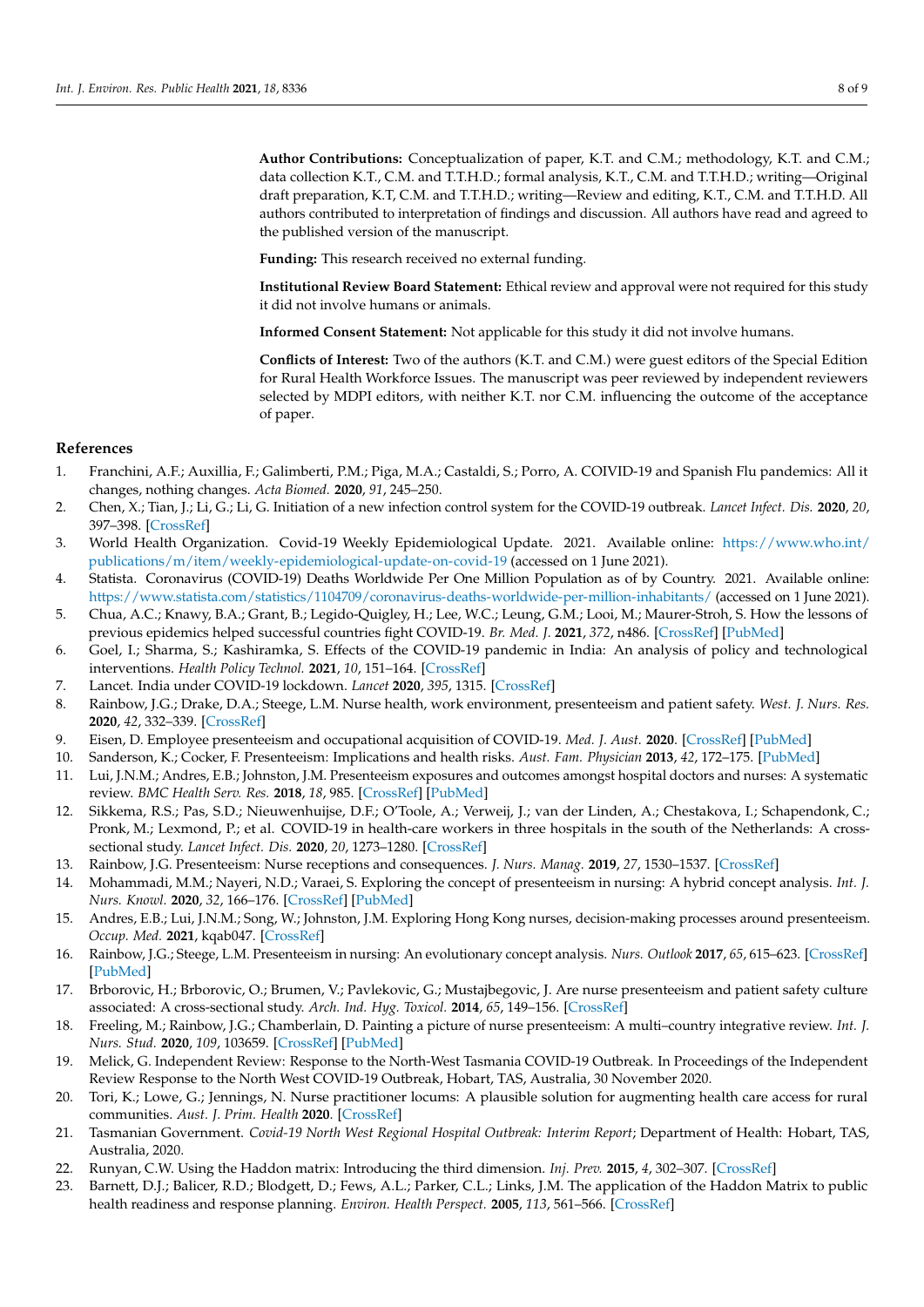**Author Contributions:** Conceptualization of paper, K.T. and C.M.; methodology, K.T. and C.M.; data collection K.T., C.M. and T.T.H.D.; formal analysis, K.T., C.M. and T.T.H.D.; writing—Original draft preparation, K.T, C.M. and T.T.H.D.; writing—Review and editing, K.T., C.M. and T.T.H.D. All authors contributed to interpretation of findings and discussion. All authors have read and agreed to the published version of the manuscript.

**Funding:** This research received no external funding.

**Institutional Review Board Statement:** Ethical review and approval were not required for this study it did not involve humans or animals.

**Informed Consent Statement:** Not applicable for this study it did not involve humans.

**Conflicts of Interest:** Two of the authors (K.T. and C.M.) were guest editors of the Special Edition for Rural Health Workforce Issues. The manuscript was peer reviewed by independent reviewers selected by MDPI editors, with neither K.T. nor C.M. influencing the outcome of the acceptance of paper.

## References

1. Franchini, A.F.; Auxillia, F.; Galimberti, P.M.; Piga, M.A.; Castaldi, S.; Porro, A. COIVID-19 and Spanish Flu pandemics: All it changes, nothing changes. *Acta Biomed.* **2020**, *91*, 245–250.
2. Chen, X.; Tian, J.; Li, G.; Li, G. Initiation of a new infection control system for the COVID-19 outbreak. *Lancet Infect. Dis.* **2020**, *20*, 397–398. [CrossRef]
3. World Health Organization. Covid-19 Weekly Epidemiological Update. 2021. Available online: https://www.who.int/publications/m/item/weekly-epidemiological-update-on-covid-19 (accessed on 1 June 2021).
4. Statista. Coronavirus (COVID-19) Deaths Worldwide Per One Million Population as of by Country. 2021. Available online: https://www.statista.com/statistics/1104709/coronavirus-deaths-worldwide-per-million-inhabitants/ (accessed on 1 June 2021).
5. Chua, A.C.; Knawy, B.A.; Grant, B.; Legido-Quigley, H.; Lee, W.C.; Leung, G.M.; Looi, M.; Maurer-Stroh, S. How the lessons of previous epidemics helped successful countries fight COVID-19. *Br. Med. J.* **2021**, *372*, n486. [CrossRef] [PubMed]
6. Goel, I.; Sharma, S.; Kashiramka, S. Effects of the COVID-19 pandemic in India: An analysis of policy and technological interventions. *Health Policy Technol.* **2021**, *10*, 151–164. [CrossRef]
7. Lancet. India under COVID-19 lockdown. *Lancet* **2020**, *395*, 1315. [CrossRef]
8. Rainbow, J.G.; Drake, D.A.; Steege, L.M. Nurse health, work environment, presenteeism and patient safety. *West. J. Nurs. Res.* **2020**, *42*, 332–339. [CrossRef]
9. Eisen, D. Employee presenteeism and occupational acquisition of COVID-19. *Med. J. Aust.* **2020**. [CrossRef] [PubMed]
10. Sanderson, K.; Cocker, F. Presenteeism: Implications and health risks. *Aust. Fam. Physician* **2013**, *42*, 172–175. [PubMed]
11. Lui, J.N.M.; Andres, E.B.; Johnston, J.M. Presenteeism exposures and outcomes amongst hospital doctors and nurses: A systematic review. *BMC Health Serv. Res.* **2018**, *18*, 985. [CrossRef] [PubMed]
12. Sikkema, R.S.; Pas, S.D.; Nieuwenhuijse, D.F.; O'Toole, A.; Verweij, J.; van der Linden, A.; Chestakova, I.; Schapendonk, C.; Pronk, M.; Lexmond, P.; et al. COVID-19 in health-care workers in three hospitals in the south of the Netherlands: A cross-sectional study. *Lancet Infect. Dis.* **2020**, *20*, 1273–1280. [CrossRef]
13. Rainbow, J.G. Presenteeism: Nurse receptions and consequences. *J. Nurs. Manag.* **2019**, *27*, 1530–1537. [CrossRef]
14. Mohammadi, M.M.; Nayeri, N.D.; Varaei, S. Exploring the concept of presenteeism in nursing: A hybrid concept analysis. *Int. J. Nurs. Knowl.* **2020**, *32*, 166–176. [CrossRef] [PubMed]
15. Andres, E.B.; Lui, J.N.M.; Song, W.; Johnston, J.M. Exploring Hong Kong nurses, decision-making processes around presenteeism. *Occup. Med.* **2021**, kqab047. [CrossRef]
16. Rainbow, J.G.; Steege, L.M. Presenteeism in nursing: An evolutionary concept analysis. *Nurs. Outlook* **2017**, *65*, 615–623. [CrossRef] [PubMed]
17. Brborovic, H.; Brborovic, O.; Brumen, V.; Pavlekovic, G.; Mustajbegovic, J. Are nurse presenteeism and patient safety culture associated: A cross-sectional study. *Arch. Ind. Hyg. Toxicol.* **2014**, *65*, 149–156. [CrossRef]
18. Freeling, M.; Rainbow, J.G.; Chamberlain, D. Painting a picture of nurse presenteeism: A multi–country integrative review. *Int. J. Nurs. Stud.* **2020**, *109*, 103659. [CrossRef] [PubMed]
19. Melick, G. Independent Review: Response to the North-West Tasmania COVID-19 Outbreak. In Proceedings of the Independent Review Response to the North West COVID-19 Outbreak, Hobart, TAS, Australia, 30 November 2020.
20. Tori, K.; Lowe, G.; Jennings, N. Nurse practitioner locums: A plausible solution for augmenting health care access for rural communities. *Aust. J. Prim. Health* **2020**. [CrossRef]
21. Tasmanian Government. *Covid-19 North West Regional Hospital Outbreak: Interim Report*; Department of Health: Hobart, TAS, Australia, 2020.
22. Runyan, C.W. Using the Haddon matrix: Introducing the third dimension. *Inj. Prev.* **2015**, *4*, 302–307. [CrossRef]
23. Barnett, D.J.; Balicer, R.D.; Blodgett, D.; Fews, A.L.; Parker, C.L.; Links, J.M. The application of the Haddon Matrix to public health readiness and response planning. *Environ. Health Perspect.* **2005**, *113*, 561–566. [CrossRef]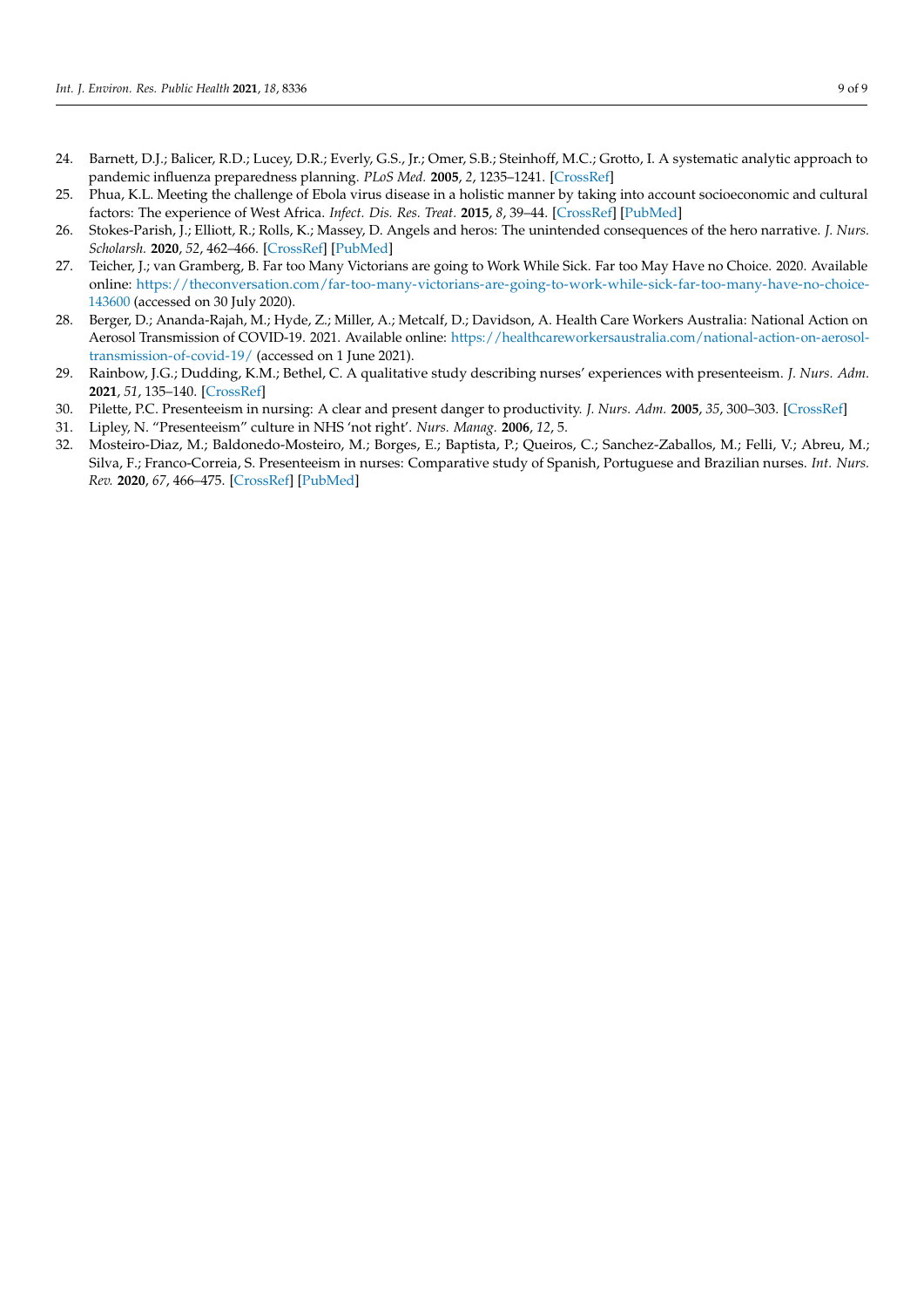24. Barnett, D.J.; Balicer, R.D.; Lucey, D.R.; Everly, G.S., Jr.; Omer, S.B.; Steinhoff, M.C.; Grotto, I. A systematic analytic approach to pandemic influenza preparedness planning. *PLoS Med.* **2005**, *2*, 1235–1241. [CrossRef]
25. Phua, K.L. Meeting the challenge of Ebola virus disease in a holistic manner by taking into account socioeconomic and cultural factors: The experience of West Africa. *Infect. Dis. Res. Treat.* **2015**, *8*, 39–44. [CrossRef] [PubMed]
26. Stokes-Parish, J.; Elliott, R.; Rolls, K.; Massey, D. Angels and heros: The unintended consequences of the hero narrative. *J. Nurs. Scholarsh.* **2020**, *52*, 462–466. [CrossRef] [PubMed]
27. Teicher, J.; van Gramberg, B. Far too Many Victorians are going to Work While Sick. Far too May Have no Choice. 2020. Available online: https://theconversation.com/far-too-many-victorians-are-going-to-work-while-sick-far-too-many-have-no-choice-143600 (accessed on 30 July 2020).
28. Berger, D.; Ananda-Rajah, M.; Hyde, Z.; Miller, A.; Metcalf, D.; Davidson, A. Health Care Workers Australia: National Action on Aerosol Transmission of COVID-19. 2021. Available online: https://healthcareworkersaustralia.com/national-action-on-aerosol-transmission-of-covid-19/ (accessed on 1 June 2021).
29. Rainbow, J.G.; Dudding, K.M.; Bethel, C. A qualitative study describing nurses' experiences with presenteeism. *J. Nurs. Adm.* **2021**, *51*, 135–140. [CrossRef]
30. Pilette, P.C. Presenteeism in nursing: A clear and present danger to productivity. *J. Nurs. Adm.* **2005**, *35*, 300–303. [CrossRef]
31. Lipley, N. "Presenteeism" culture in NHS 'not right'. *Nurs. Manag.* **2006**, *12*, 5.
32. Mosteiro-Diaz, M.; Baldonedo-Mosteiro, M.; Borges, E.; Baptista, P.; Queiros, C.; Sanchez-Zaballos, M.; Felli, V.; Abreu, M.; Silva, F.; Franco-Correia, S. Presenteeism in nurses: Comparative study of Spanish, Portuguese and Brazilian nurses. *Int. Nurs. Rev.* **2020**, *67*, 466–475. [CrossRef] [PubMed]